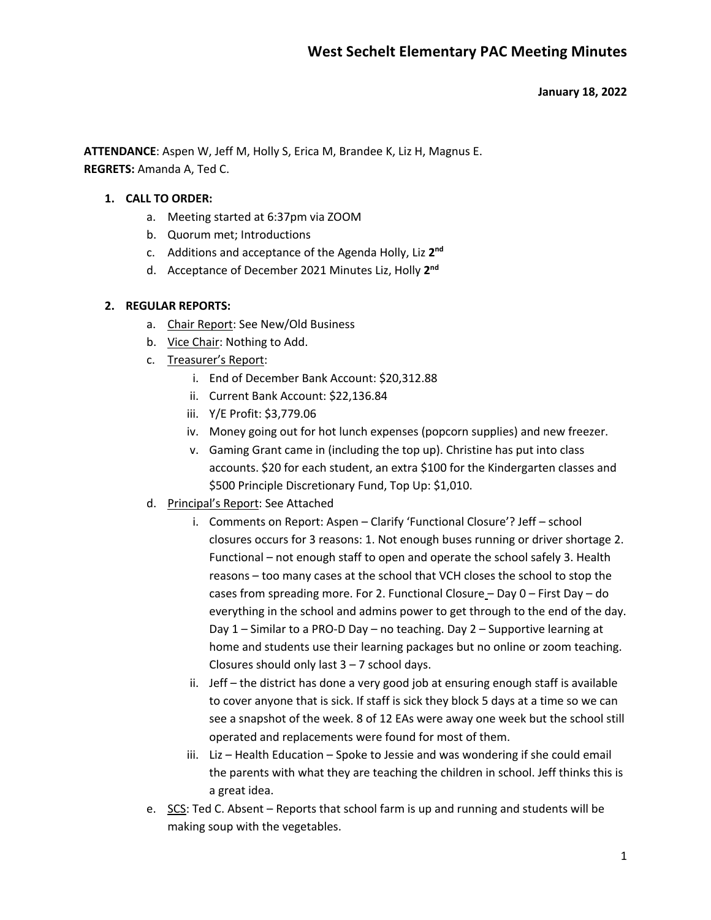# West Sechelt Elementary PAC Meeting Minutes

**January 18, 2022**

**ATTENDANCE**: Aspen W, Jeff M, Holly S, Erica M, Brandee K, Liz H, Magnus E.
**REGRETS:** Amanda A, Ted C.

1. **CALL TO ORDER:**
    a. Meeting started at 6:37pm via ZOOM
    b. Quorum met; Introductions
    c. Additions and acceptance of the Agenda Holly, Liz **2nd**
    d. Acceptance of December 2021 Minutes Liz, Holly **2nd**

2. **REGULAR REPORTS:**
    a. Chair Report: See New/Old Business
    b. Vice Chair: Nothing to Add.
    c. Treasurer's Report:
        i. End of December Bank Account: $20,312.88
        ii. Current Bank Account: $22,136.84
        iii. Y/E Profit: $3,779.06
        iv. Money going out for hot lunch expenses (popcorn supplies) and new freezer.
        v. Gaming Grant came in (including the top up). Christine has put into class accounts. $20 for each student, an extra $100 for the Kindergarten classes and $500 Principle Discretionary Fund, Top Up: $1,010.
    d. Principal's Report: See Attached
        i. Comments on Report: Aspen – Clarify 'Functional Closure'? Jeff – school closures occurs for 3 reasons: 1. Not enough buses running or driver shortage 2. Functional – not enough staff to open and operate the school safely 3. Health reasons – too many cases at the school that VCH closes the school to stop the cases from spreading more. For 2. Functional Closure – Day 0 – First Day – do everything in the school and admins power to get through to the end of the day. Day 1 – Similar to a PRO-D Day – no teaching. Day 2 – Supportive learning at home and students use their learning packages but no online or zoom teaching. Closures should only last 3 – 7 school days.
        ii. Jeff – the district has done a very good job at ensuring enough staff is available to cover anyone that is sick. If staff is sick they block 5 days at a time so we can see a snapshot of the week. 8 of 12 EAs were away one week but the school still operated and replacements were found for most of them.
        iii. Liz – Health Education – Spoke to Jessie and was wondering if she could email the parents with what they are teaching the children in school. Jeff thinks this is a great idea.
    e. SCS: Ted C. Absent – Reports that school farm is up and running and students will be making soup with the vegetables.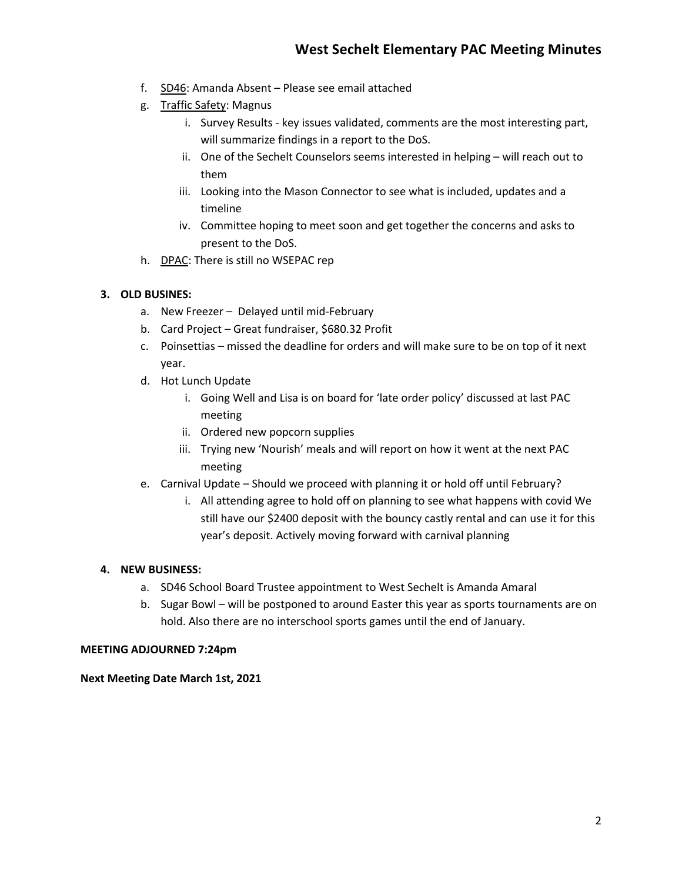f. SD46: Amanda Absent – Please see email attached

g. Traffic Safety: Magnus

   i. Survey Results - key issues validated, comments are the most interesting part, will summarize findings in a report to the DoS.

   ii. One of the Sechelt Counselors seems interested in helping – will reach out to them

   iii. Looking into the Mason Connector to see what is included, updates and a timeline

   iv. Committee hoping to meet soon and get together the concerns and asks to present to the DoS.

h. DPAC: There is still no WSEPAC rep

**3. OLD BUSINES:**

a. New Freezer – Delayed until mid-February

b. Card Project – Great fundraiser, $680.32 Profit

c. Poinsettias – missed the deadline for orders and will make sure to be on top of it next year.

d. Hot Lunch Update

   i. Going Well and Lisa is on board for 'late order policy' discussed at last PAC meeting

   ii. Ordered new popcorn supplies

   iii. Trying new 'Nourish' meals and will report on how it went at the next PAC meeting

e. Carnival Update – Should we proceed with planning it or hold off until February?

   i. All attending agree to hold off on planning to see what happens with covid We still have our $2400 deposit with the bouncy castly rental and can use it for this year's deposit. Actively moving forward with carnival planning

**4. NEW BUSINESS:**

a. SD46 School Board Trustee appointment to West Sechelt is Amanda Amaral

b. Sugar Bowl – will be postponed to around Easter this year as sports tournaments are on hold. Also there are no interschool sports games until the end of January.

**MEETING ADJOURNED 7:24pm**

**Next Meeting Date March 1st, 2021**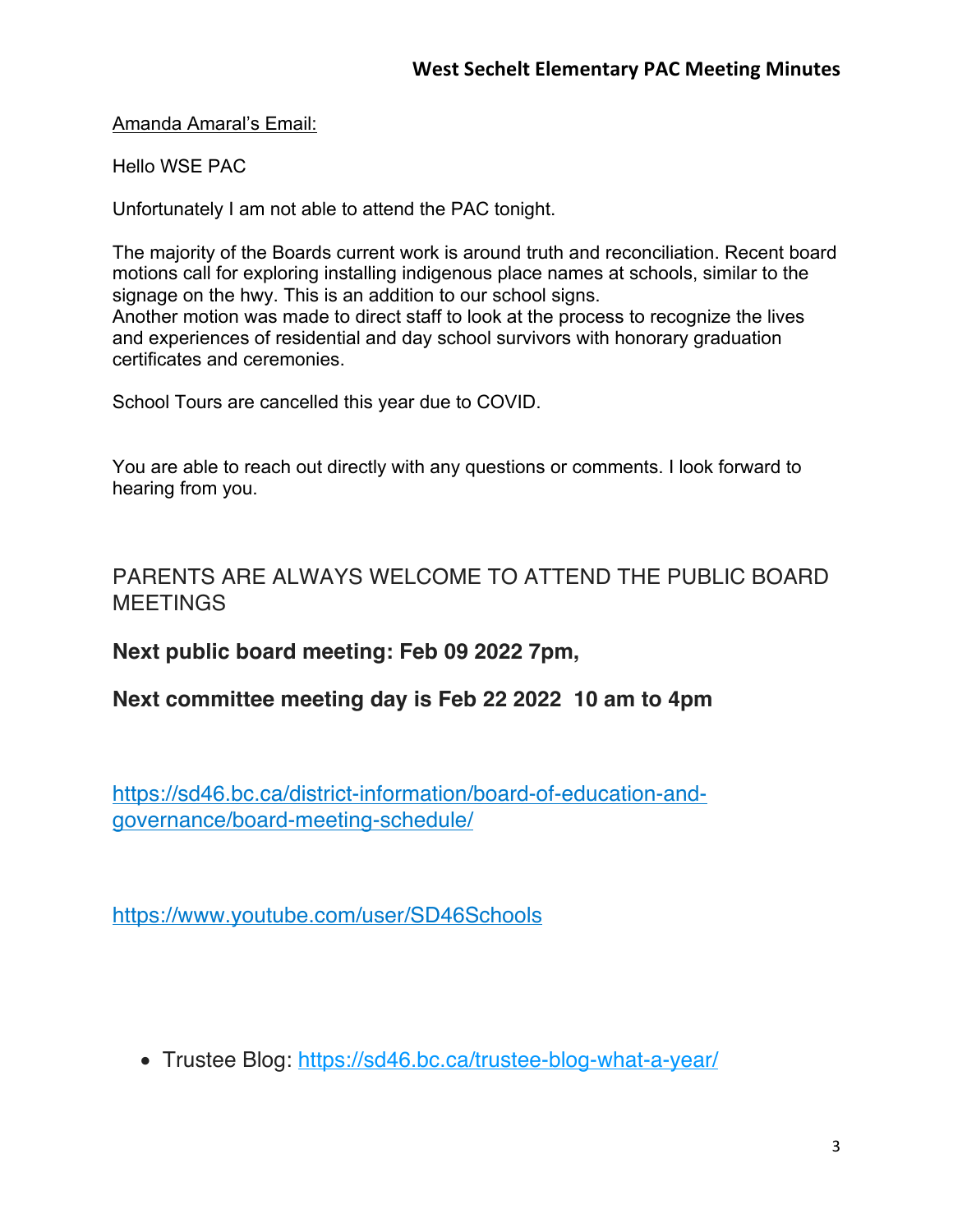Amanda Amaral's Email:

Hello WSE PAC

Unfortunately I am not able to attend the PAC tonight.

The majority of the Boards current work is around truth and reconciliation. Recent board motions call for exploring installing indigenous place names at schools, similar to the signage on the hwy. This is an addition to our school signs.
Another motion was made to direct staff to look at the process to recognize the lives and experiences of residential and day school survivors with honorary graduation certificates and ceremonies.

School Tours are cancelled this year due to COVID.

You are able to reach out directly with any questions or comments. I look forward to hearing from you.

PARENTS ARE ALWAYS WELCOME TO ATTEND THE PUBLIC BOARD MEETINGS

**Next public board meeting: Feb 09 2022 7pm,**

**Next committee meeting day is Feb 22 2022 10 am to 4pm**

https://sd46.bc.ca/district-information/board-of-education-and-governance/board-meeting-schedule/

https://www.youtube.com/user/SD46Schools

- Trustee Blog: https://sd46.bc.ca/trustee-blog-what-a-year/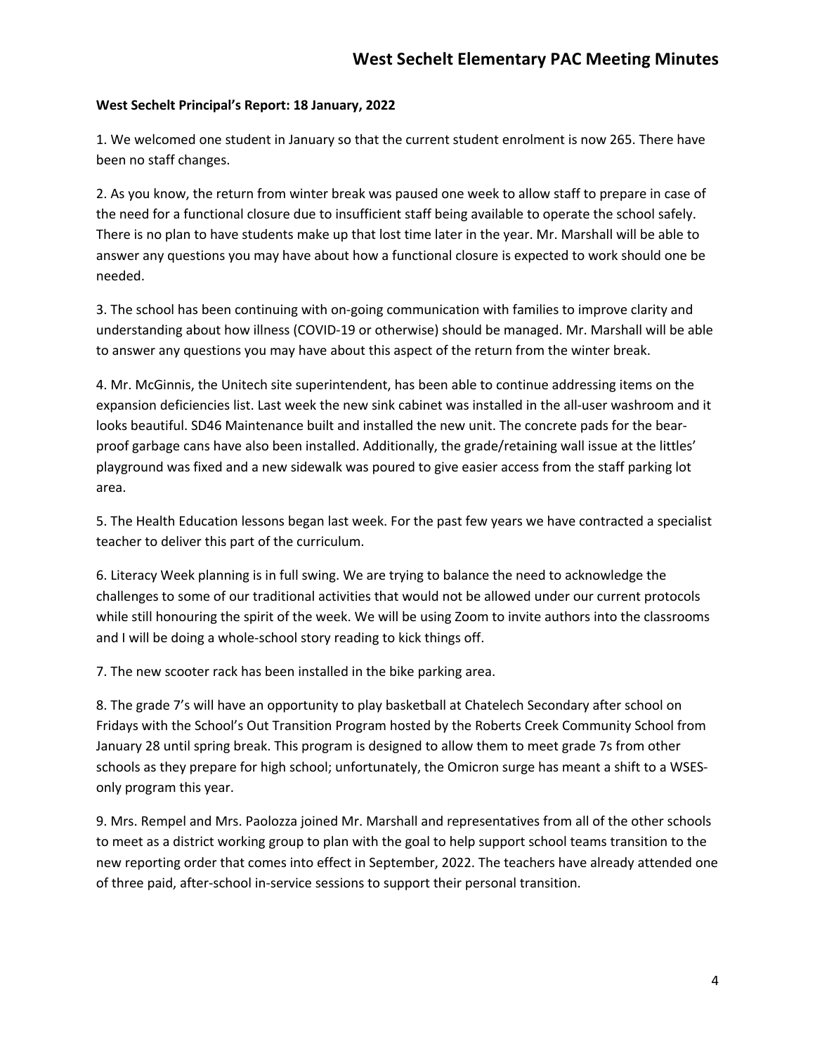**West Sechelt Principal's Report: 18 January, 2022**

1. We welcomed one student in January so that the current student enrolment is now 265. There have been no staff changes.

2. As you know, the return from winter break was paused one week to allow staff to prepare in case of the need for a functional closure due to insufficient staff being available to operate the school safely. There is no plan to have students make up that lost time later in the year. Mr. Marshall will be able to answer any questions you may have about how a functional closure is expected to work should one be needed.

3. The school has been continuing with on-going communication with families to improve clarity and understanding about how illness (COVID-19 or otherwise) should be managed. Mr. Marshall will be able to answer any questions you may have about this aspect of the return from the winter break.

4. Mr. McGinnis, the Unitech site superintendent, has been able to continue addressing items on the expansion deficiencies list. Last week the new sink cabinet was installed in the all-user washroom and it looks beautiful. SD46 Maintenance built and installed the new unit. The concrete pads for the bear-proof garbage cans have also been installed. Additionally, the grade/retaining wall issue at the littles' playground was fixed and a new sidewalk was poured to give easier access from the staff parking lot area.

5. The Health Education lessons began last week. For the past few years we have contracted a specialist teacher to deliver this part of the curriculum.

6. Literacy Week planning is in full swing. We are trying to balance the need to acknowledge the challenges to some of our traditional activities that would not be allowed under our current protocols while still honouring the spirit of the week. We will be using Zoom to invite authors into the classrooms and I will be doing a whole-school story reading to kick things off.

7. The new scooter rack has been installed in the bike parking area.

8. The grade 7's will have an opportunity to play basketball at Chatelech Secondary after school on Fridays with the School's Out Transition Program hosted by the Roberts Creek Community School from January 28 until spring break. This program is designed to allow them to meet grade 7s from other schools as they prepare for high school; unfortunately, the Omicron surge has meant a shift to a WSES-only program this year.

9. Mrs. Rempel and Mrs. Paolozza joined Mr. Marshall and representatives from all of the other schools to meet as a district working group to plan with the goal to help support school teams transition to the new reporting order that comes into effect in September, 2022. The teachers have already attended one of three paid, after-school in-service sessions to support their personal transition.